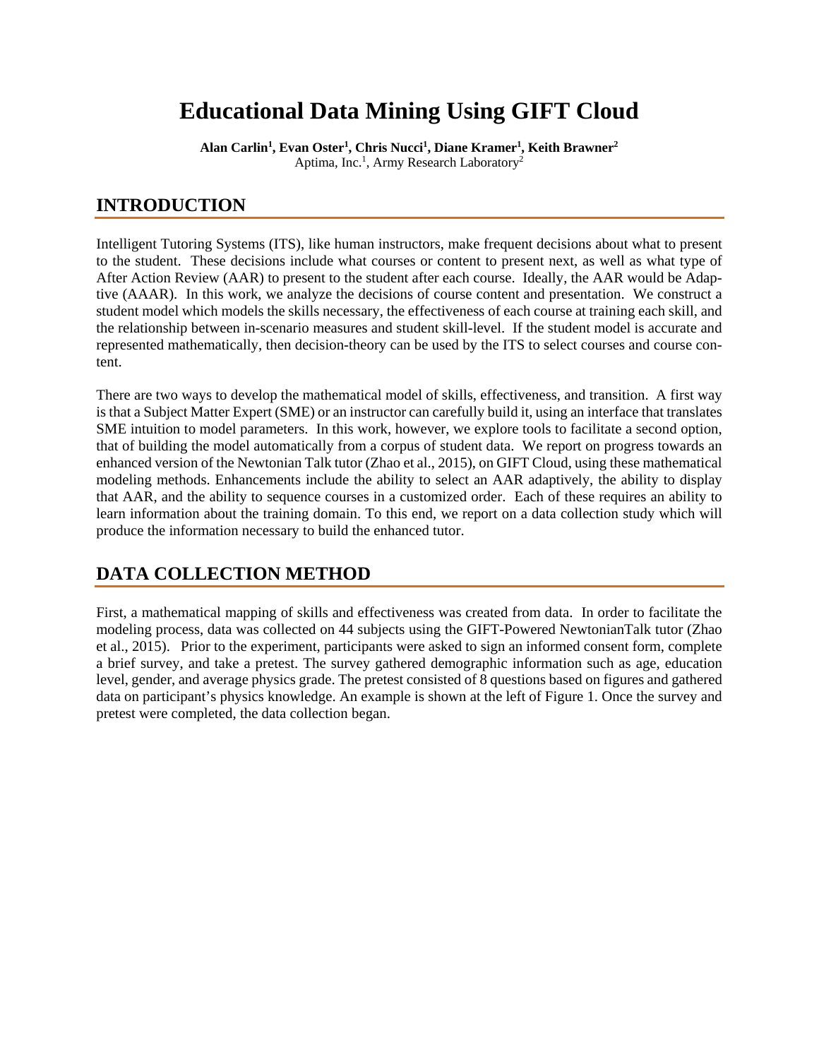# Educational Data Mining Using GIFT Cloud

**Alan Carlin[1], Evan Oster[1], Chris Nucci[1], Diane Kramer[1], Keith Brawner[2]**
Aptima, Inc.[1], Army Research Laboratory[2]

## INTRODUCTION

Intelligent Tutoring Systems (ITS), like human instructors, make frequent decisions about what to present to the student. These decisions include what courses or content to present next, as well as what type of After Action Review (AAR) to present to the student after each course. Ideally, the AAR would be Adaptive (AAAR). In this work, we analyze the decisions of course content and presentation. We construct a student model which models the skills necessary, the effectiveness of each course at training each skill, and the relationship between in-scenario measures and student skill-level. If the student model is accurate and represented mathematically, then decision-theory can be used by the ITS to select courses and course content.

There are two ways to develop the mathematical model of skills, effectiveness, and transition. A first way is that a Subject Matter Expert (SME) or an instructor can carefully build it, using an interface that translates SME intuition to model parameters. In this work, however, we explore tools to facilitate a second option, that of building the model automatically from a corpus of student data. We report on progress towards an enhanced version of the Newtonian Talk tutor (Zhao et al., 2015), on GIFT Cloud, using these mathematical modeling methods. Enhancements include the ability to select an AAR adaptively, the ability to display that AAR, and the ability to sequence courses in a customized order. Each of these requires an ability to learn information about the training domain. To this end, we report on a data collection study which will produce the information necessary to build the enhanced tutor.

## DATA COLLECTION METHOD

First, a mathematical mapping of skills and effectiveness was created from data. In order to facilitate the modeling process, data was collected on 44 subjects using the GIFT-Powered NewtonianTalk tutor (Zhao et al., 2015). Prior to the experiment, participants were asked to sign an informed consent form, complete a brief survey, and take a pretest. The survey gathered demographic information such as age, education level, gender, and average physics grade. The pretest consisted of 8 questions based on figures and gathered data on participant's physics knowledge. An example is shown at the left of Figure 1. Once the survey and pretest were completed, the data collection began.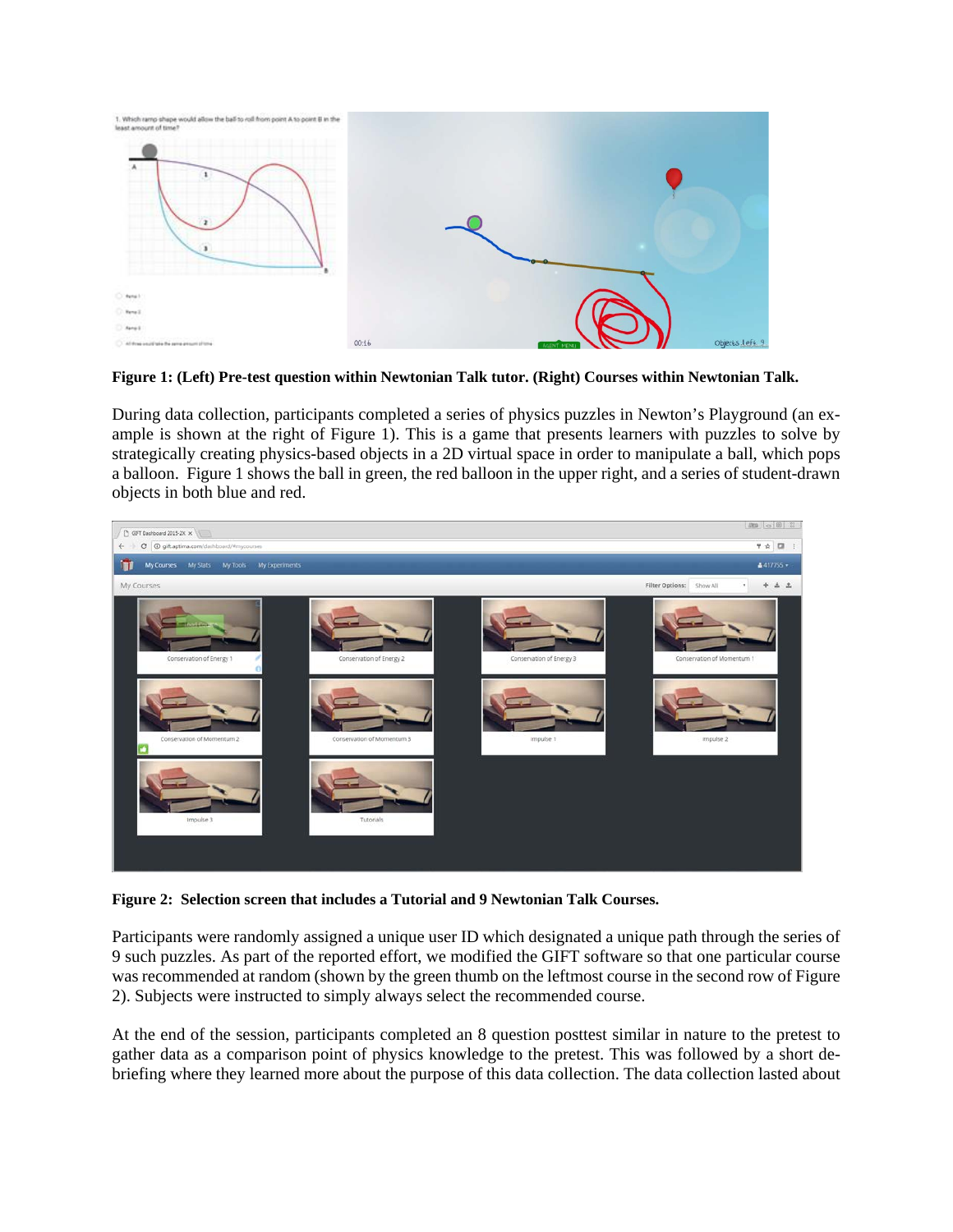**Figure 1: (Left) Pre-test question within Newtonian Talk tutor. (Right) Courses within Newtonian Talk.**

During data collection, participants completed a series of physics puzzles in Newton's Playground (an example is shown at the right of Figure 1). This is a game that presents learners with puzzles to solve by strategically creating physics-based objects in a 2D virtual space in order to manipulate a ball, which pops a balloon. Figure 1 shows the ball in green, the red balloon in the upper right, and a series of student-drawn objects in both blue and red.

**Figure 2: Selection screen that includes a Tutorial and 9 Newtonian Talk Courses.**

Participants were randomly assigned a unique user ID which designated a unique path through the series of 9 such puzzles. As part of the reported effort, we modified the GIFT software so that one particular course was recommended at random (shown by the green thumb on the leftmost course in the second row of Figure 2). Subjects were instructed to simply always select the recommended course.

At the end of the session, participants completed an 8 question posttest similar in nature to the pretest to gather data as a comparison point of physics knowledge to the pretest. This was followed by a short debriefing where they learned more about the purpose of this data collection. The data collection lasted about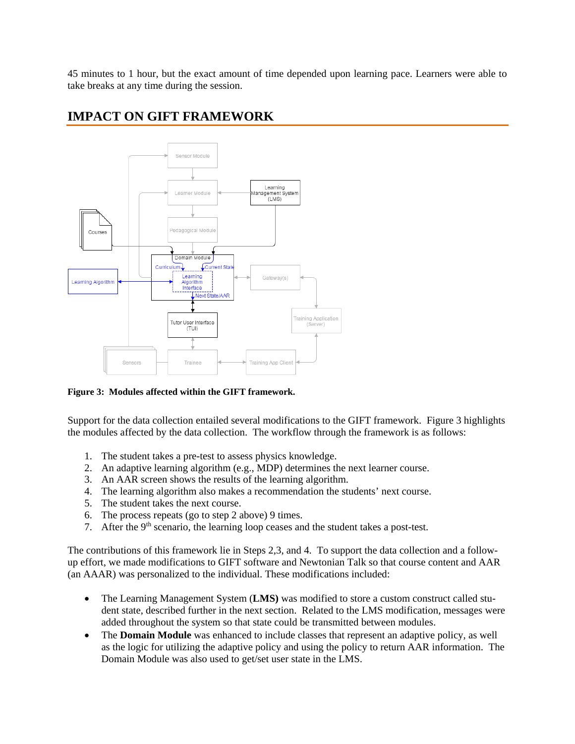45 minutes to 1 hour, but the exact amount of time depended upon learning pace. Learners were able to take breaks at any time during the session.

## IMPACT ON GIFT FRAMEWORK

**Figure 3: Modules affected within the GIFT framework.**

Support for the data collection entailed several modifications to the GIFT framework. Figure 3 highlights the modules affected by the data collection. The workflow through the framework is as follows:

1. The student takes a pre-test to assess physics knowledge.
2. An adaptive learning algorithm (e.g., MDP) determines the next learner course.
3. An AAR screen shows the results of the learning algorithm.
4. The learning algorithm also makes a recommendation the students' next course.
5. The student takes the next course.
6. The process repeats (go to step 2 above) 9 times.
7. After the 9th scenario, the learning loop ceases and the student takes a post-test.

The contributions of this framework lie in Steps 2,3, and 4. To support the data collection and a follow-up effort, we made modifications to GIFT software and Newtonian Talk so that course content and AAR (an AAAR) was personalized to the individual. These modifications included:

- The Learning Management System (**LMS)** was modified to store a custom construct called student state, described further in the next section. Related to the LMS modification, messages were added throughout the system so that state could be transmitted between modules.
- The **Domain Module** was enhanced to include classes that represent an adaptive policy, as well as the logic for utilizing the adaptive policy and using the policy to return AAR information. The Domain Module was also used to get/set user state in the LMS.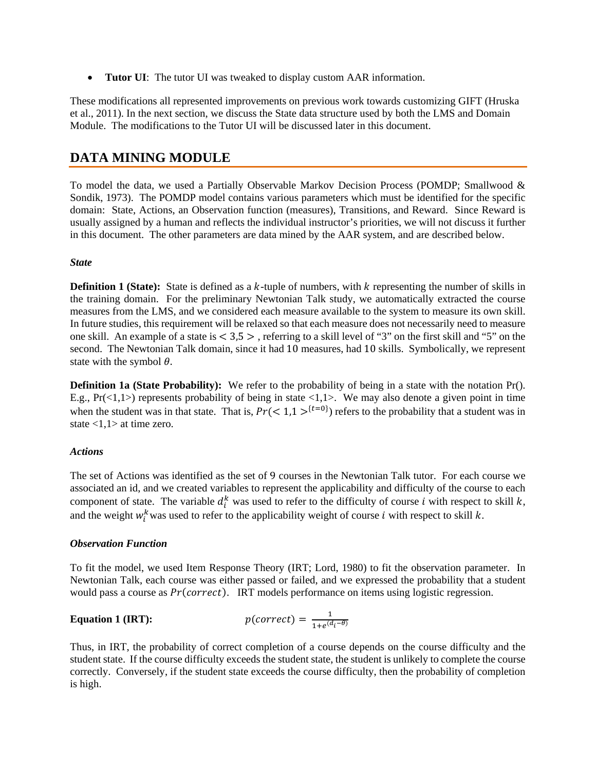- **Tutor UI**: The tutor UI was tweaked to display custom AAR information.

These modifications all represented improvements on previous work towards customizing GIFT (Hruska et al., 2011). In the next section, we discuss the State data structure used by both the LMS and Domain Module. The modifications to the Tutor UI will be discussed later in this document.

## DATA MINING MODULE

To model the data, we used a Partially Observable Markov Decision Process (POMDP; Smallwood & Sondik, 1973). The POMDP model contains various parameters which must be identified for the specific domain: State, Actions, an Observation function (measures), Transitions, and Reward. Since Reward is usually assigned by a human and reflects the individual instructor's priorities, we will not discuss it further in this document. The other parameters are data mined by the AAR system, and are described below.

### *State*

**Definition 1 (State):** State is defined as a $k$-tuple of numbers, with $k$ representing the number of skills in the training domain. For the preliminary Newtonian Talk study, we automatically extracted the course measures from the LMS, and we considered each measure available to the system to measure its own skill. In future studies, this requirement will be relaxed so that each measure does not necessarily need to measure one skill. An example of a state is $< 3,5 >$, referring to a skill level of "3" on the first skill and "5" on the second. The Newtonian Talk domain, since it had $10$ measures, had $10$ skills. Symbolically, we represent state with the symbol $\theta$.

**Definition 1a (State Probability):** We refer to the probability of being in a state with the notation Pr(). E.g., Pr(<1,1>) represents probability of being in state <1,1>. We may also denote a given point in time when the student was in that state. That is, $Pr(< 1,1 >^{\{t=0\}})$ refers to the probability that a student was in state <1,1> at time zero.

### *Actions*

The set of Actions was identified as the set of 9 courses in the Newtonian Talk tutor. For each course we associated an id, and we created variables to represent the applicability and difficulty of the course to each component of state. The variable $d_i^k$ was used to refer to the difficulty of course $i$ with respect to skill $k$, and the weight $w_i^k$ was used to refer to the applicability weight of course $i$ with respect to skill $k$.

### *Observation Function*

To fit the model, we used Item Response Theory (IRT; Lord, 1980) to fit the observation parameter. In Newtonian Talk, each course was either passed or failed, and we expressed the probability that a student would pass a course as $Pr(correct)$. IRT models performance on items using logistic regression.

**Equation 1 (IRT):**

$$p(correct) = \frac{1}{1+e^{(d_i-\theta)}}$$

Thus, in IRT, the probability of correct completion of a course depends on the course difficulty and the student state. If the course difficulty exceeds the student state, the student is unlikely to complete the course correctly. Conversely, if the student state exceeds the course difficulty, then the probability of completion is high.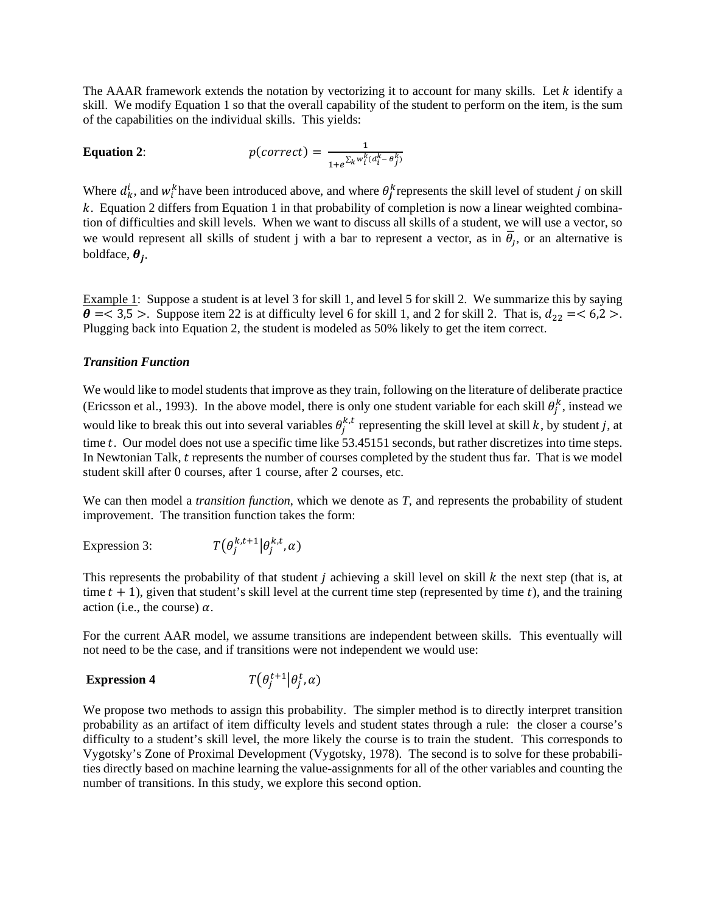The AAAR framework extends the notation by vectorizing it to account for many skills. Let $k$ identify a skill. We modify Equation 1 so that the overall capability of the student to perform on the item, is the sum of the capabilities on the individual skills. This yields:

**Equation 2**: $$p(correct) = \frac{1}{1+e^{\sum_k w_i^k (d_i^k - \theta_j^k)}}$$

Where $d_k^i$, and $w_i^k$ have been introduced above, and where $\theta_j^k$ represents the skill level of student $j$ on skill $k$. Equation 2 differs from Equation 1 in that probability of completion is now a linear weighted combination of difficulties and skill levels. When we want to discuss all skills of a student, we will use a vector, so we would represent all skills of student j with a bar to represent a vector, as in $\overline{\theta_j}$, or an alternative is boldface, $\boldsymbol{\theta_j}$.

Example 1: Suppose a student is at level 3 for skill 1, and level 5 for skill 2. We summarize this by saying $\boldsymbol{\theta} =< 3{,}5 >$. Suppose item 22 is at difficulty level 6 for skill 1, and 2 for skill 2. That is, $d_{22} =< 6{,}2 >$. Plugging back into Equation 2, the student is modeled as 50% likely to get the item correct.

***Transition Function***

We would like to model students that improve as they train, following on the literature of deliberate practice (Ericsson et al., 1993). In the above model, there is only one student variable for each skill $\theta_j^k$, instead we would like to break this out into several variables $\theta_j^{k,t}$ representing the skill level at skill $k$, by student $j$, at time $t$. Our model does not use a specific time like 53.45151 seconds, but rather discretizes into time steps. In Newtonian Talk, $t$ represents the number of courses completed by the student thus far. That is we model student skill after 0 courses, after 1 course, after 2 courses, etc.

We can then model a *transition function*, which we denote as *T*, and represents the probability of student improvement. The transition function takes the form:

Expression 3: $$T\left(\theta_j^{k,t+1} \middle| \theta_j^{k,t}, \alpha\right)$$

This represents the probability of that student $j$ achieving a skill level on skill $k$ the next step (that is, at time $t+1$), given that student's skill level at the current time step (represented by time $t$), and the training action (i.e., the course) $\alpha$.

For the current AAR model, we assume transitions are independent between skills. This eventually will not need to be the case, and if transitions were not independent we would use:

**Expression 4** $$T\left(\theta_j^{t+1} \middle| \theta_j^{t}, \alpha\right)$$

We propose two methods to assign this probability. The simpler method is to directly interpret transition probability as an artifact of item difficulty levels and student states through a rule: the closer a course's difficulty to a student's skill level, the more likely the course is to train the student. This corresponds to Vygotsky's Zone of Proximal Development (Vygotsky, 1978). The second is to solve for these probabilities directly based on machine learning the value-assignments for all of the other variables and counting the number of transitions. In this study, we explore this second option.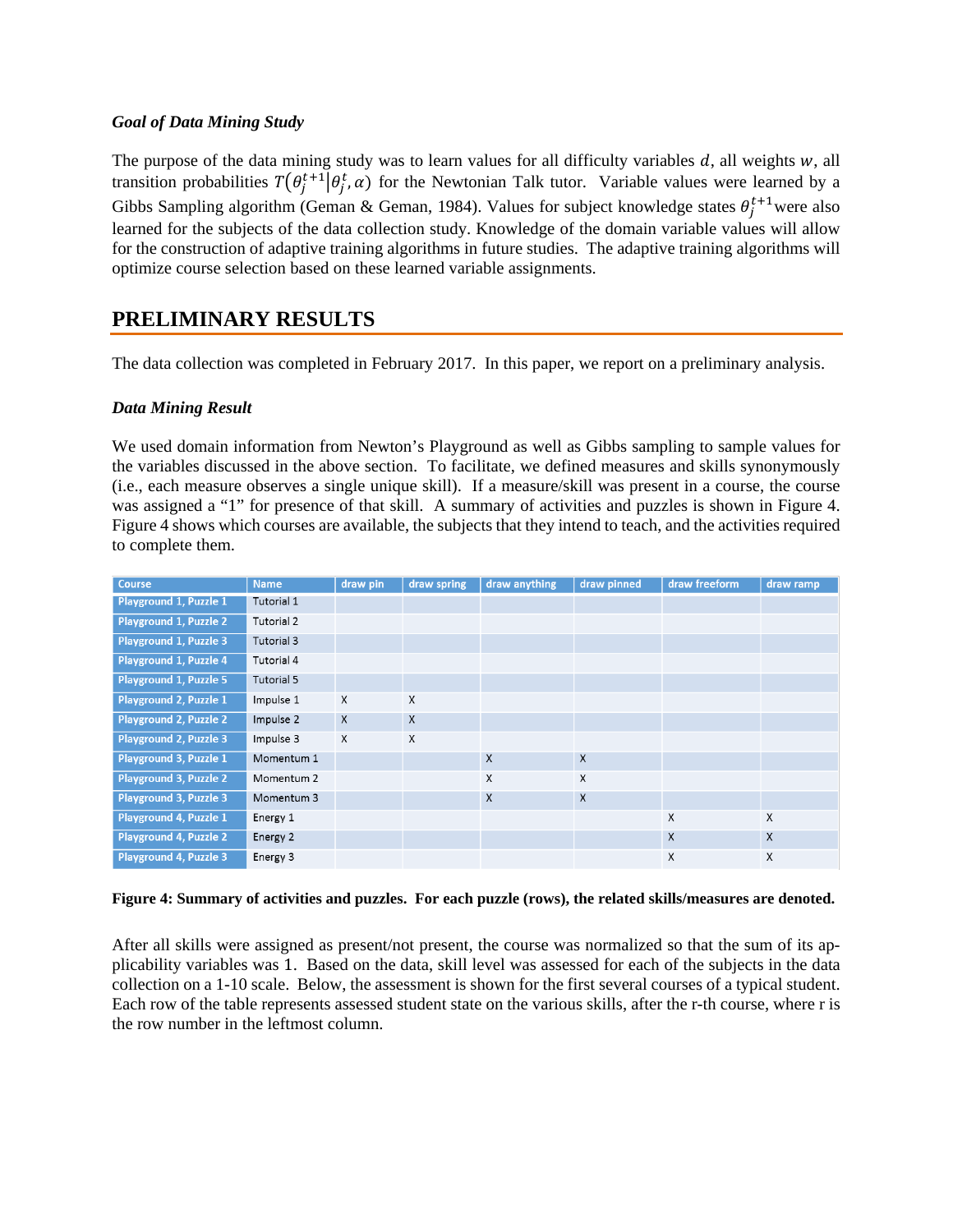### *Goal of Data Mining Study*

The purpose of the data mining study was to learn values for all difficulty variables $d$, all weights $w$, all transition probabilities $T(\theta_j^{t+1}|\theta_j^t, \alpha)$ for the Newtonian Talk tutor. Variable values were learned by a Gibbs Sampling algorithm (Geman & Geman, 1984). Values for subject knowledge states $\theta_j^{t+1}$ were also learned for the subjects of the data collection study. Knowledge of the domain variable values will allow for the construction of adaptive training algorithms in future studies. The adaptive training algorithms will optimize course selection based on these learned variable assignments.

## PRELIMINARY RESULTS

The data collection was completed in February 2017. In this paper, we report on a preliminary analysis.

### *Data Mining Result*

We used domain information from Newton's Playground as well as Gibbs sampling to sample values for the variables discussed in the above section. To facilitate, we defined measures and skills synonymously (i.e., each measure observes a single unique skill). If a measure/skill was present in a course, the course was assigned a "1" for presence of that skill. A summary of activities and puzzles is shown in Figure 4. Figure 4 shows which courses are available, the subjects that they intend to teach, and the activities required to complete them.

| Course | Name | draw pin | draw spring | draw anything | draw pinned | draw freeform | draw ramp |
|---|---|---|---|---|---|---|---|
| Playground 1, Puzzle 1 | Tutorial 1 | | | | | | |
| Playground 1, Puzzle 2 | Tutorial 2 | | | | | | |
| Playground 1, Puzzle 3 | Tutorial 3 | | | | | | |
| Playground 1, Puzzle 4 | Tutorial 4 | | | | | | |
| Playground 1, Puzzle 5 | Tutorial 5 | | | | | | |
| Playground 2, Puzzle 1 | Impulse 1 | X | X | | | | |
| Playground 2, Puzzle 2 | Impulse 2 | X | X | | | | |
| Playground 2, Puzzle 3 | Impulse 3 | X | X | | | | |
| Playground 3, Puzzle 1 | Momentum 1 | | | X | X | | |
| Playground 3, Puzzle 2 | Momentum 2 | | | X | X | | |
| Playground 3, Puzzle 3 | Momentum 3 | | | X | X | | |
| Playground 4, Puzzle 1 | Energy 1 | | | | | X | X |
| Playground 4, Puzzle 2 | Energy 2 | | | | | X | X |
| Playground 4, Puzzle 3 | Energy 3 | | | | | X | X |

**Figure 4: Summary of activities and puzzles. For each puzzle (rows), the related skills/measures are denoted.**

After all skills were assigned as present/not present, the course was normalized so that the sum of its applicability variables was 1. Based on the data, skill level was assessed for each of the subjects in the data collection on a 1-10 scale. Below, the assessment is shown for the first several courses of a typical student. Each row of the table represents assessed student state on the various skills, after the r-th course, where r is the row number in the leftmost column.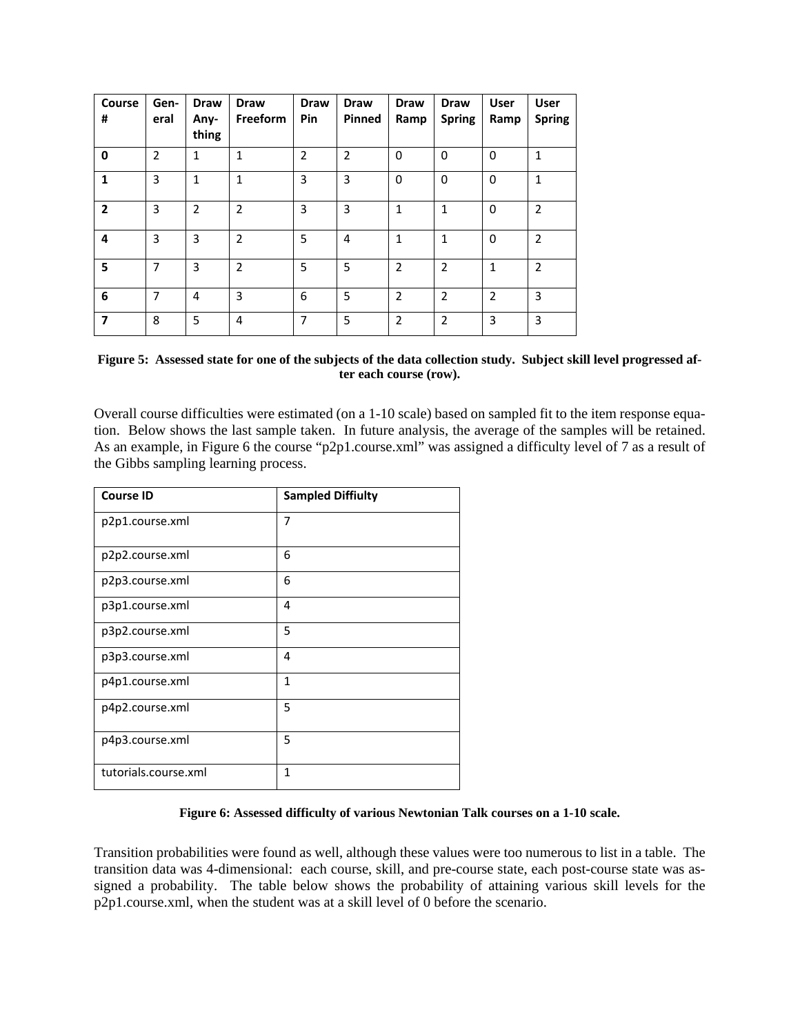| Course # | General | Draw Anything | Draw Freeform | Draw Pin | Draw Pinned | Draw Ramp | Draw Spring | User Ramp | User Spring |
|---|---|---|---|---|---|---|---|---|---|
| **0** | 2 | 1 | 1 | 2 | 2 | 0 | 0 | 0 | 1 |
| **1** | 3 | 1 | 1 | 3 | 3 | 0 | 0 | 0 | 1 |
| **2** | 3 | 2 | 2 | 3 | 3 | 1 | 1 | 0 | 2 |
| **4** | 3 | 3 | 2 | 5 | 4 | 1 | 1 | 0 | 2 |
| **5** | 7 | 3 | 2 | 5 | 5 | 2 | 2 | 1 | 2 |
| **6** | 7 | 4 | 3 | 6 | 5 | 2 | 2 | 2 | 3 |
| **7** | 8 | 5 | 4 | 7 | 5 | 2 | 2 | 3 | 3 |

**Figure 5: Assessed state for one of the subjects of the data collection study. Subject skill level progressed after each course (row).**

Overall course difficulties were estimated (on a 1-10 scale) based on sampled fit to the item response equation. Below shows the last sample taken. In future analysis, the average of the samples will be retained. As an example, in Figure 6 the course "p2p1.course.xml" was assigned a difficulty level of 7 as a result of the Gibbs sampling learning process.

| Course ID | Sampled Diffiulty |
|---|---|
| p2p1.course.xml | 7 |
| p2p2.course.xml | 6 |
| p2p3.course.xml | 6 |
| p3p1.course.xml | 4 |
| p3p2.course.xml | 5 |
| p3p3.course.xml | 4 |
| p4p1.course.xml | 1 |
| p4p2.course.xml | 5 |
| p4p3.course.xml | 5 |
| tutorials.course.xml | 1 |

**Figure 6: Assessed difficulty of various Newtonian Talk courses on a 1-10 scale.**

Transition probabilities were found as well, although these values were too numerous to list in a table. The transition data was 4-dimensional: each course, skill, and pre-course state, each post-course state was assigned a probability. The table below shows the probability of attaining various skill levels for the p2p1.course.xml, when the student was at a skill level of 0 before the scenario.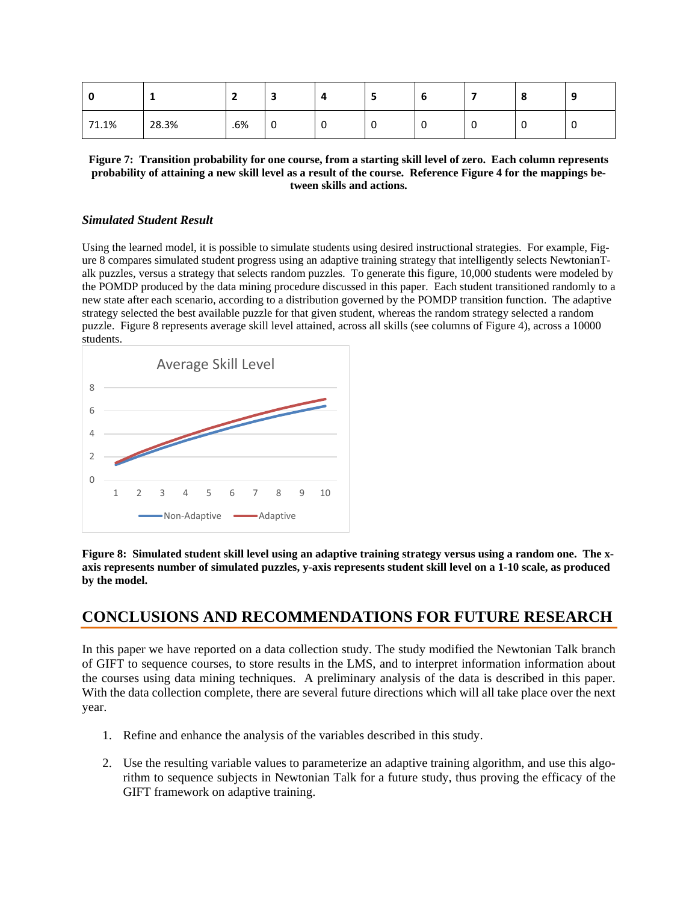| 0 | 1 | 2 | 3 | 4 | 5 | 6 | 7 | 8 | 9 |
|---|---|---|---|---|---|---|---|---|---|
| 71.1% | 28.3% | .6% | 0 | 0 | 0 | 0 | 0 | 0 | 0 |

**Figure 7: Transition probability for one course, from a starting skill level of zero. Each column represents probability of attaining a new skill level as a result of the course. Reference Figure 4 for the mappings between skills and actions.**

### *Simulated Student Result*

Using the learned model, it is possible to simulate students using desired instructional strategies. For example, Figure 8 compares simulated student progress using an adaptive training strategy that intelligently selects NewtonianTalk puzzles, versus a strategy that selects random puzzles. To generate this figure, 10,000 students were modeled by the POMDP produced by the data mining procedure discussed in this paper. Each student transitioned randomly to a new state after each scenario, according to a distribution governed by the POMDP transition function. The adaptive strategy selected the best available puzzle for that given student, whereas the random strategy selected a random puzzle. Figure 8 represents average skill level attained, across all skills (see columns of Figure 4), across a 10000 students.

**Figure 8: Simulated student skill level using an adaptive training strategy versus using a random one. The x-axis represents number of simulated puzzles, y-axis represents student skill level on a 1-10 scale, as produced by the model.**

## CONCLUSIONS AND RECOMMENDATIONS FOR FUTURE RESEARCH

In this paper we have reported on a data collection study. The study modified the Newtonian Talk branch of GIFT to sequence courses, to store results in the LMS, and to interpret information information about the courses using data mining techniques. A preliminary analysis of the data is described in this paper. With the data collection complete, there are several future directions which will all take place over the next year.

1. Refine and enhance the analysis of the variables described in this study.

2. Use the resulting variable values to parameterize an adaptive training algorithm, and use this algorithm to sequence subjects in Newtonian Talk for a future study, thus proving the efficacy of the GIFT framework on adaptive training.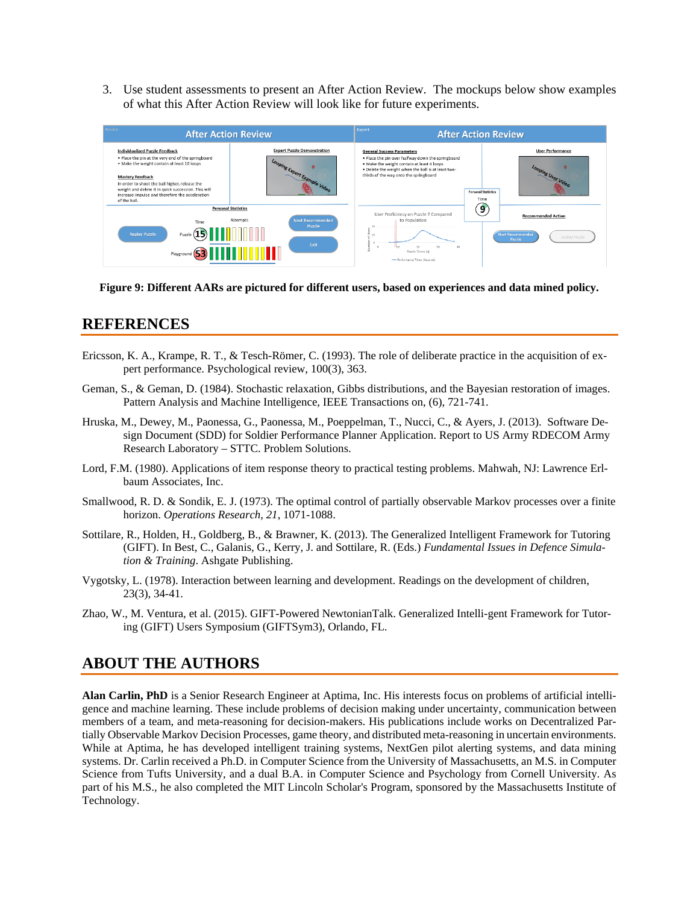3. Use student assessments to present an After Action Review. The mockups below show examples of what this After Action Review will look like for future experiments.

**Figure 9: Different AARs are pictured for different users, based on experiences and data mined policy.**

## REFERENCES

Ericsson, K. A., Krampe, R. T., & Tesch-Römer, C. (1993). The role of deliberate practice in the acquisition of expert performance. Psychological review, 100(3), 363.

Geman, S., & Geman, D. (1984). Stochastic relaxation, Gibbs distributions, and the Bayesian restoration of images. Pattern Analysis and Machine Intelligence, IEEE Transactions on, (6), 721-741.

Hruska, M., Dewey, M., Paonessa, G., Paonessa, M., Poeppelman, T., Nucci, C., & Ayers, J. (2013). Software Design Document (SDD) for Soldier Performance Planner Application. Report to US Army RDECOM Army Research Laboratory – STTC. Problem Solutions.

Lord, F.M. (1980). Applications of item response theory to practical testing problems. Mahwah, NJ: Lawrence Erlbaum Associates, Inc.

Smallwood, R. D. & Sondik, E. J. (1973). The optimal control of partially observable Markov processes over a finite horizon. *Operations Research, 21*, 1071-1088.

Sottilare, R., Holden, H., Goldberg, B., & Brawner, K. (2013). The Generalized Intelligent Framework for Tutoring (GIFT). In Best, C., Galanis, G., Kerry, J. and Sottilare, R. (Eds.) *Fundamental Issues in Defence Simulation & Training*. Ashgate Publishing.

Vygotsky, L. (1978). Interaction between learning and development. Readings on the development of children, 23(3), 34-41.

Zhao, W., M. Ventura, et al. (2015). GIFT-Powered NewtonianTalk. Generalized Intelli-gent Framework for Tutoring (GIFT) Users Symposium (GIFTSym3), Orlando, FL.

## ABOUT THE AUTHORS

**Alan Carlin, PhD** is a Senior Research Engineer at Aptima, Inc. His interests focus on problems of artificial intelligence and machine learning. These include problems of decision making under uncertainty, communication between members of a team, and meta-reasoning for decision-makers. His publications include works on Decentralized Partially Observable Markov Decision Processes, game theory, and distributed meta-reasoning in uncertain environments. While at Aptima, he has developed intelligent training systems, NextGen pilot alerting systems, and data mining systems. Dr. Carlin received a Ph.D. in Computer Science from the University of Massachusetts, an M.S. in Computer Science from Tufts University, and a dual B.A. in Computer Science and Psychology from Cornell University. As part of his M.S., he also completed the MIT Lincoln Scholar's Program, sponsored by the Massachusetts Institute of Technology.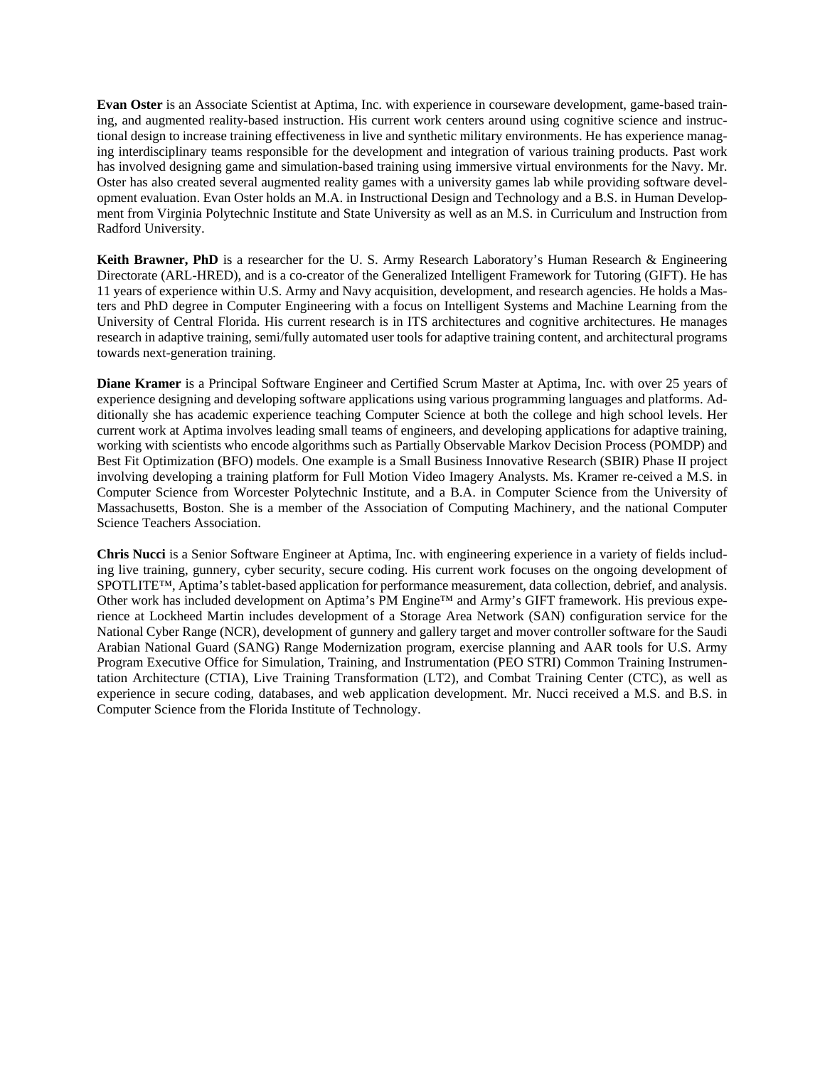**Evan Oster** is an Associate Scientist at Aptima, Inc. with experience in courseware development, game-based training, and augmented reality-based instruction. His current work centers around using cognitive science and instructional design to increase training effectiveness in live and synthetic military environments. He has experience managing interdisciplinary teams responsible for the development and integration of various training products. Past work has involved designing game and simulation-based training using immersive virtual environments for the Navy. Mr. Oster has also created several augmented reality games with a university games lab while providing software development evaluation. Evan Oster holds an M.A. in Instructional Design and Technology and a B.S. in Human Development from Virginia Polytechnic Institute and State University as well as an M.S. in Curriculum and Instruction from Radford University.

**Keith Brawner, PhD** is a researcher for the U. S. Army Research Laboratory's Human Research & Engineering Directorate (ARL-HRED), and is a co-creator of the Generalized Intelligent Framework for Tutoring (GIFT). He has 11 years of experience within U.S. Army and Navy acquisition, development, and research agencies. He holds a Masters and PhD degree in Computer Engineering with a focus on Intelligent Systems and Machine Learning from the University of Central Florida. His current research is in ITS architectures and cognitive architectures. He manages research in adaptive training, semi/fully automated user tools for adaptive training content, and architectural programs towards next-generation training.

**Diane Kramer** is a Principal Software Engineer and Certified Scrum Master at Aptima, Inc. with over 25 years of experience designing and developing software applications using various programming languages and platforms. Additionally she has academic experience teaching Computer Science at both the college and high school levels. Her current work at Aptima involves leading small teams of engineers, and developing applications for adaptive training, working with scientists who encode algorithms such as Partially Observable Markov Decision Process (POMDP) and Best Fit Optimization (BFO) models. One example is a Small Business Innovative Research (SBIR) Phase II project involving developing a training platform for Full Motion Video Imagery Analysts. Ms. Kramer re-ceived a M.S. in Computer Science from Worcester Polytechnic Institute, and a B.A. in Computer Science from the University of Massachusetts, Boston. She is a member of the Association of Computing Machinery, and the national Computer Science Teachers Association.

**Chris Nucci** is a Senior Software Engineer at Aptima, Inc. with engineering experience in a variety of fields including live training, gunnery, cyber security, secure coding. His current work focuses on the ongoing development of SPOTLITE™, Aptima's tablet-based application for performance measurement, data collection, debrief, and analysis. Other work has included development on Aptima's PM Engine™ and Army's GIFT framework. His previous experience at Lockheed Martin includes development of a Storage Area Network (SAN) configuration service for the National Cyber Range (NCR), development of gunnery and gallery target and mover controller software for the Saudi Arabian National Guard (SANG) Range Modernization program, exercise planning and AAR tools for U.S. Army Program Executive Office for Simulation, Training, and Instrumentation (PEO STRI) Common Training Instrumentation Architecture (CTIA), Live Training Transformation (LT2), and Combat Training Center (CTC), as well as experience in secure coding, databases, and web application development. Mr. Nucci received a M.S. and B.S. in Computer Science from the Florida Institute of Technology.